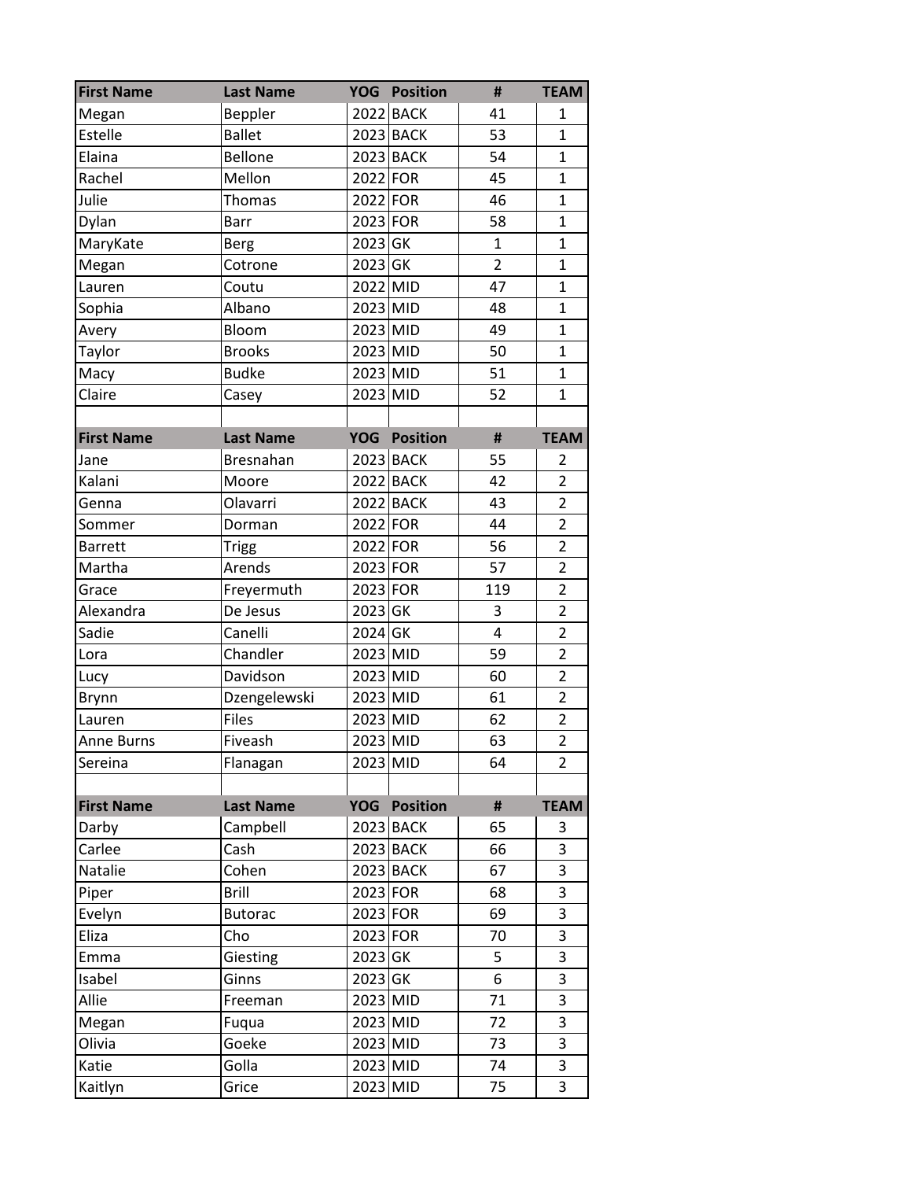| First Name | Last Name | YOG | Position | # | TEAM |
|---|---|---|---|---|---|
| Megan | Beppler | 2022 | BACK | 41 | 1 |
| Estelle | Ballet | 2023 | BACK | 53 | 1 |
| Elaina | Bellone | 2023 | BACK | 54 | 1 |
| Rachel | Mellon | 2022 | FOR | 45 | 1 |
| Julie | Thomas | 2022 | FOR | 46 | 1 |
| Dylan | Barr | 2023 | FOR | 58 | 1 |
| MaryKate | Berg | 2023 | GK | 1 | 1 |
| Megan | Cotrone | 2023 | GK | 2 | 1 |
| Lauren | Coutu | 2022 | MID | 47 | 1 |
| Sophia | Albano | 2023 | MID | 48 | 1 |
| Avery | Bloom | 2023 | MID | 49 | 1 |
| Taylor | Brooks | 2023 | MID | 50 | 1 |
| Macy | Budke | 2023 | MID | 51 | 1 |
| Claire | Casey | 2023 | MID | 52 | 1 |

| First Name | Last Name | YOG | Position | # | TEAM |
|---|---|---|---|---|---|
| Jane | Bresnahan | 2023 | BACK | 55 | 2 |
| Kalani | Moore | 2022 | BACK | 42 | 2 |
| Genna | Olavarri | 2022 | BACK | 43 | 2 |
| Sommer | Dorman | 2022 | FOR | 44 | 2 |
| Barrett | Trigg | 2022 | FOR | 56 | 2 |
| Martha | Arends | 2023 | FOR | 57 | 2 |
| Grace | Freyermuth | 2023 | FOR | 119 | 2 |
| Alexandra | De Jesus | 2023 | GK | 3 | 2 |
| Sadie | Canelli | 2024 | GK | 4 | 2 |
| Lora | Chandler | 2023 | MID | 59 | 2 |
| Lucy | Davidson | 2023 | MID | 60 | 2 |
| Brynn | Dzengelewski | 2023 | MID | 61 | 2 |
| Lauren | Files | 2023 | MID | 62 | 2 |
| Anne Burns | Fiveash | 2023 | MID | 63 | 2 |
| Sereina | Flanagan | 2023 | MID | 64 | 2 |

| First Name | Last Name | YOG | Position | # | TEAM |
|---|---|---|---|---|---|
| Darby | Campbell | 2023 | BACK | 65 | 3 |
| Carlee | Cash | 2023 | BACK | 66 | 3 |
| Natalie | Cohen | 2023 | BACK | 67 | 3 |
| Piper | Brill | 2023 | FOR | 68 | 3 |
| Evelyn | Butorac | 2023 | FOR | 69 | 3 |
| Eliza | Cho | 2023 | FOR | 70 | 3 |
| Emma | Giesting | 2023 | GK | 5 | 3 |
| Isabel | Ginns | 2023 | GK | 6 | 3 |
| Allie | Freeman | 2023 | MID | 71 | 3 |
| Megan | Fuqua | 2023 | MID | 72 | 3 |
| Olivia | Goeke | 2023 | MID | 73 | 3 |
| Katie | Golla | 2023 | MID | 74 | 3 |
| Kaitlyn | Grice | 2023 | MID | 75 | 3 |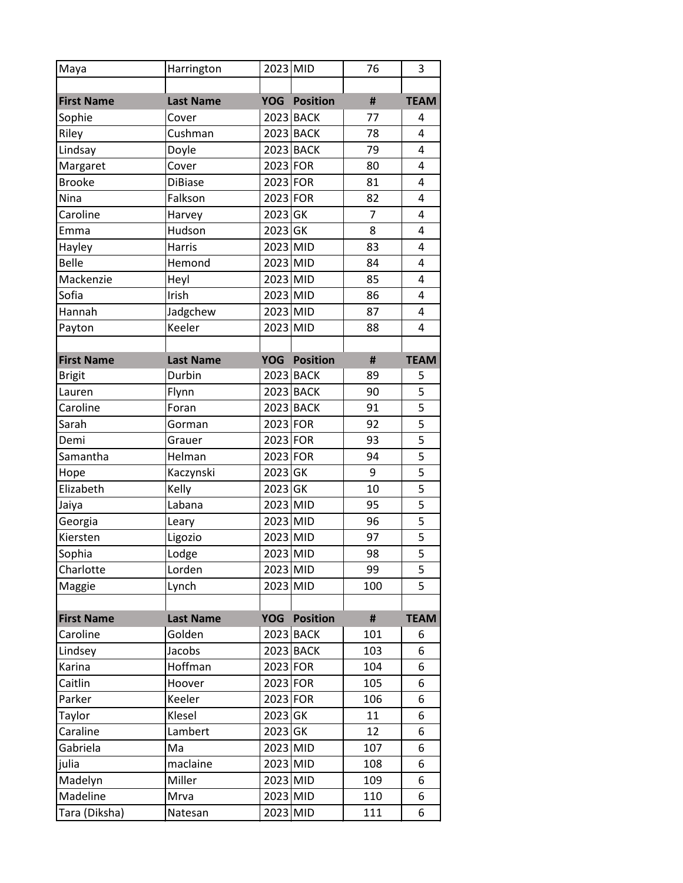| Maya | Harrington | 2023 | MID | 76 | 3 |
|---|---|---|---|---|---|
| | | | | | |
| **First Name** | **Last Name** | **YOG** | **Position** | **#** | **TEAM** |
| Sophie | Cover | 2023 | BACK | 77 | 4 |
| Riley | Cushman | 2023 | BACK | 78 | 4 |
| Lindsay | Doyle | 2023 | BACK | 79 | 4 |
| Margaret | Cover | 2023 | FOR | 80 | 4 |
| Brooke | DiBiase | 2023 | FOR | 81 | 4 |
| Nina | Falkson | 2023 | FOR | 82 | 4 |
| Caroline | Harvey | 2023 | GK | 7 | 4 |
| Emma | Hudson | 2023 | GK | 8 | 4 |
| Hayley | Harris | 2023 | MID | 83 | 4 |
| Belle | Hemond | 2023 | MID | 84 | 4 |
| Mackenzie | Heyl | 2023 | MID | 85 | 4 |
| Sofia | Irish | 2023 | MID | 86 | 4 |
| Hannah | Jadgchew | 2023 | MID | 87 | 4 |
| Payton | Keeler | 2023 | MID | 88 | 4 |
| | | | | | |
| **First Name** | **Last Name** | **YOG** | **Position** | **#** | **TEAM** |
| Brigit | Durbin | 2023 | BACK | 89 | 5 |
| Lauren | Flynn | 2023 | BACK | 90 | 5 |
| Caroline | Foran | 2023 | BACK | 91 | 5 |
| Sarah | Gorman | 2023 | FOR | 92 | 5 |
| Demi | Grauer | 2023 | FOR | 93 | 5 |
| Samantha | Helman | 2023 | FOR | 94 | 5 |
| Hope | Kaczynski | 2023 | GK | 9 | 5 |
| Elizabeth | Kelly | 2023 | GK | 10 | 5 |
| Jaiya | Labana | 2023 | MID | 95 | 5 |
| Georgia | Leary | 2023 | MID | 96 | 5 |
| Kiersten | Ligozio | 2023 | MID | 97 | 5 |
| Sophia | Lodge | 2023 | MID | 98 | 5 |
| Charlotte | Lorden | 2023 | MID | 99 | 5 |
| Maggie | Lynch | 2023 | MID | 100 | 5 |
| | | | | | |
| **First Name** | **Last Name** | **YOG** | **Position** | **#** | **TEAM** |
| Caroline | Golden | 2023 | BACK | 101 | 6 |
| Lindsey | Jacobs | 2023 | BACK | 103 | 6 |
| Karina | Hoffman | 2023 | FOR | 104 | 6 |
| Caitlin | Hoover | 2023 | FOR | 105 | 6 |
| Parker | Keeler | 2023 | FOR | 106 | 6 |
| Taylor | Klesel | 2023 | GK | 11 | 6 |
| Caraline | Lambert | 2023 | GK | 12 | 6 |
| Gabriela | Ma | 2023 | MID | 107 | 6 |
| julia | maclaine | 2023 | MID | 108 | 6 |
| Madelyn | Miller | 2023 | MID | 109 | 6 |
| Madeline | Mrva | 2023 | MID | 110 | 6 |
| Tara (Diksha) | Natesan | 2023 | MID | 111 | 6 |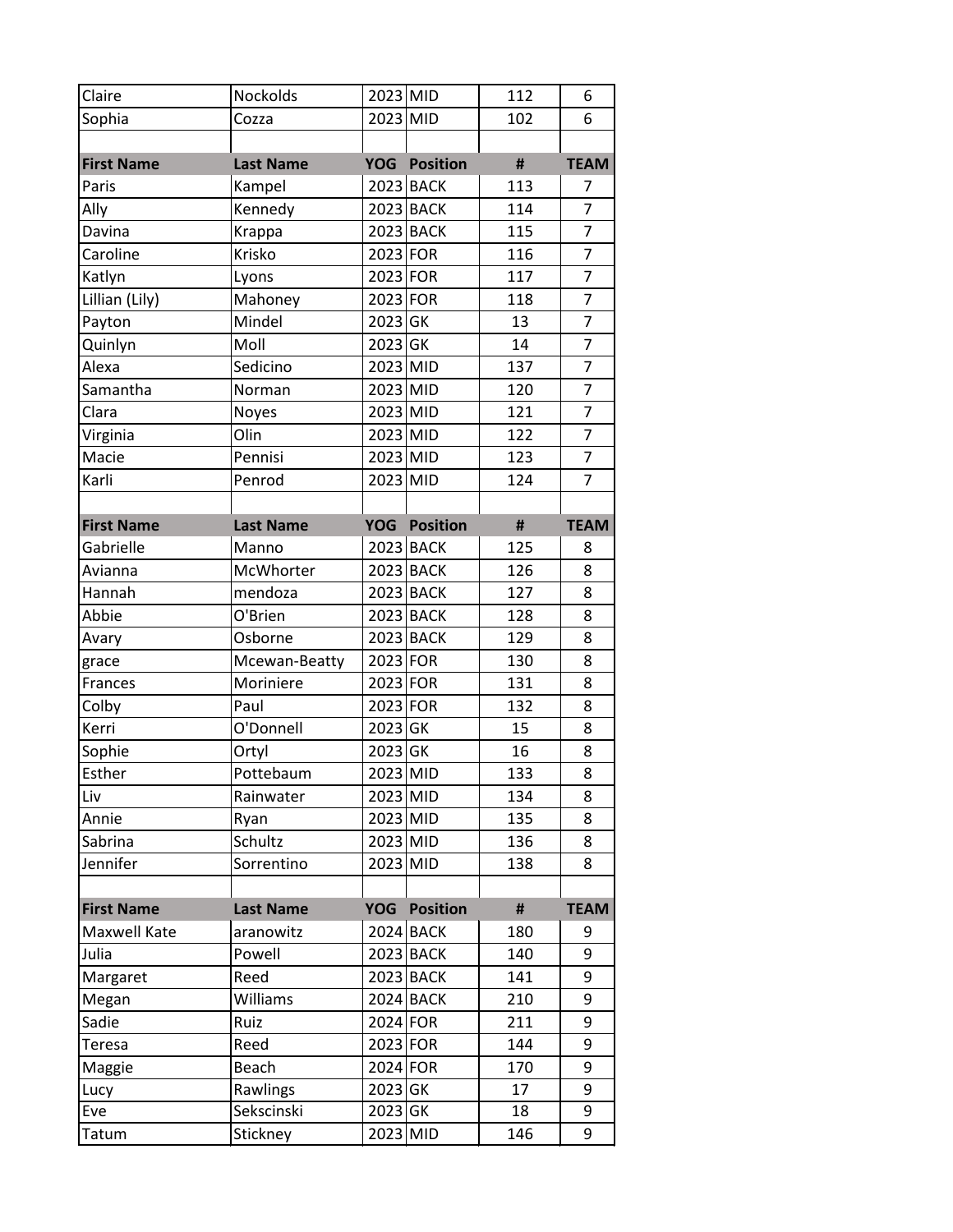| Claire | Nockolds | 2023 | MID | 112 | 6 |
|---|---|---|---|---|---|
| Sophia | Cozza | 2023 | MID | 102 | 6 |
| | | | | | |
| **First Name** | **Last Name** | **YOG** | **Position** | **#** | **TEAM** |
| Paris | Kampel | 2023 | BACK | 113 | 7 |
| Ally | Kennedy | 2023 | BACK | 114 | 7 |
| Davina | Krappa | 2023 | BACK | 115 | 7 |
| Caroline | Krisko | 2023 | FOR | 116 | 7 |
| Katlyn | Lyons | 2023 | FOR | 117 | 7 |
| Lillian (Lily) | Mahoney | 2023 | FOR | 118 | 7 |
| Payton | Mindel | 2023 | GK | 13 | 7 |
| Quinlyn | Moll | 2023 | GK | 14 | 7 |
| Alexa | Sedicino | 2023 | MID | 137 | 7 |
| Samantha | Norman | 2023 | MID | 120 | 7 |
| Clara | Noyes | 2023 | MID | 121 | 7 |
| Virginia | Olin | 2023 | MID | 122 | 7 |
| Macie | Pennisi | 2023 | MID | 123 | 7 |
| Karli | Penrod | 2023 | MID | 124 | 7 |
| | | | | | |
| **First Name** | **Last Name** | **YOG** | **Position** | **#** | **TEAM** |
| Gabrielle | Manno | 2023 | BACK | 125 | 8 |
| Avianna | McWhorter | 2023 | BACK | 126 | 8 |
| Hannah | mendoza | 2023 | BACK | 127 | 8 |
| Abbie | O'Brien | 2023 | BACK | 128 | 8 |
| Avary | Osborne | 2023 | BACK | 129 | 8 |
| grace | Mcewan-Beatty | 2023 | FOR | 130 | 8 |
| Frances | Moriniere | 2023 | FOR | 131 | 8 |
| Colby | Paul | 2023 | FOR | 132 | 8 |
| Kerri | O'Donnell | 2023 | GK | 15 | 8 |
| Sophie | Ortyl | 2023 | GK | 16 | 8 |
| Esther | Pottebaum | 2023 | MID | 133 | 8 |
| Liv | Rainwater | 2023 | MID | 134 | 8 |
| Annie | Ryan | 2023 | MID | 135 | 8 |
| Sabrina | Schultz | 2023 | MID | 136 | 8 |
| Jennifer | Sorrentino | 2023 | MID | 138 | 8 |
| | | | | | |
| **First Name** | **Last Name** | **YOG** | **Position** | **#** | **TEAM** |
| Maxwell Kate | aranowitz | 2024 | BACK | 180 | 9 |
| Julia | Powell | 2023 | BACK | 140 | 9 |
| Margaret | Reed | 2023 | BACK | 141 | 9 |
| Megan | Williams | 2024 | BACK | 210 | 9 |
| Sadie | Ruiz | 2024 | FOR | 211 | 9 |
| Teresa | Reed | 2023 | FOR | 144 | 9 |
| Maggie | Beach | 2024 | FOR | 170 | 9 |
| Lucy | Rawlings | 2023 | GK | 17 | 9 |
| Eve | Sekscinski | 2023 | GK | 18 | 9 |
| Tatum | Stickney | 2023 | MID | 146 | 9 |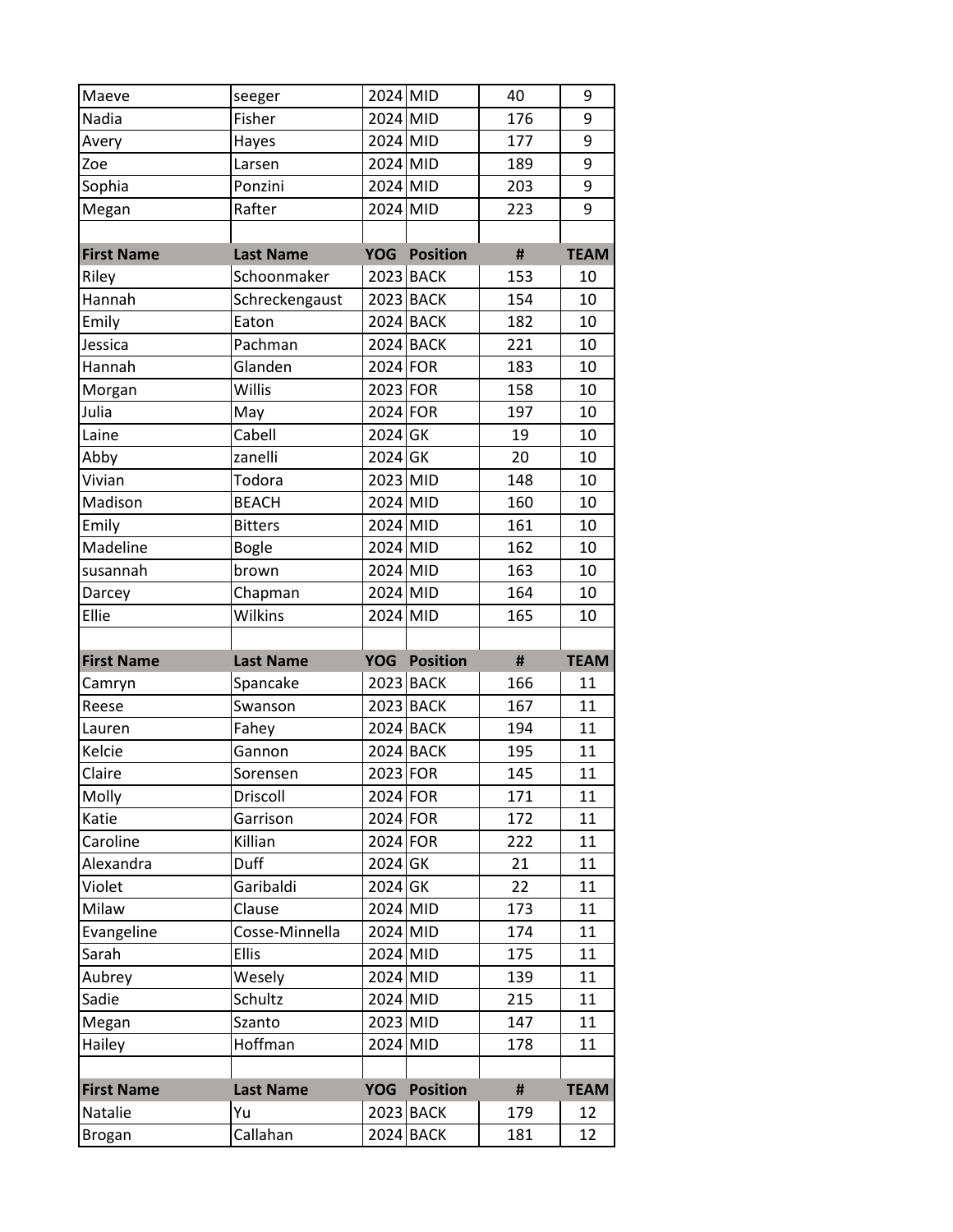| Maeve | seeger | 2024 | MID | 40 | 9 |
|---|---|---|---|---|---|
| Nadia | Fisher | 2024 | MID | 176 | 9 |
| Avery | Hayes | 2024 | MID | 177 | 9 |
| Zoe | Larsen | 2024 | MID | 189 | 9 |
| Sophia | Ponzini | 2024 | MID | 203 | 9 |
| Megan | Rafter | 2024 | MID | 223 | 9 |

| First Name | Last Name | YOG | Position | # | TEAM |
|---|---|---|---|---|---|
| Riley | Schoonmaker | 2023 | BACK | 153 | 10 |
| Hannah | Schreckengaust | 2023 | BACK | 154 | 10 |
| Emily | Eaton | 2024 | BACK | 182 | 10 |
| Jessica | Pachman | 2024 | BACK | 221 | 10 |
| Hannah | Glanden | 2024 | FOR | 183 | 10 |
| Morgan | Willis | 2023 | FOR | 158 | 10 |
| Julia | May | 2024 | FOR | 197 | 10 |
| Laine | Cabell | 2024 | GK | 19 | 10 |
| Abby | zanelli | 2024 | GK | 20 | 10 |
| Vivian | Todora | 2023 | MID | 148 | 10 |
| Madison | BEACH | 2024 | MID | 160 | 10 |
| Emily | Bitters | 2024 | MID | 161 | 10 |
| Madeline | Bogle | 2024 | MID | 162 | 10 |
| susannah | brown | 2024 | MID | 163 | 10 |
| Darcey | Chapman | 2024 | MID | 164 | 10 |
| Ellie | Wilkins | 2024 | MID | 165 | 10 |

| First Name | Last Name | YOG | Position | # | TEAM |
|---|---|---|---|---|---|
| Camryn | Spancake | 2023 | BACK | 166 | 11 |
| Reese | Swanson | 2023 | BACK | 167 | 11 |
| Lauren | Fahey | 2024 | BACK | 194 | 11 |
| Kelcie | Gannon | 2024 | BACK | 195 | 11 |
| Claire | Sorensen | 2023 | FOR | 145 | 11 |
| Molly | Driscoll | 2024 | FOR | 171 | 11 |
| Katie | Garrison | 2024 | FOR | 172 | 11 |
| Caroline | Killian | 2024 | FOR | 222 | 11 |
| Alexandra | Duff | 2024 | GK | 21 | 11 |
| Violet | Garibaldi | 2024 | GK | 22 | 11 |
| Milaw | Clause | 2024 | MID | 173 | 11 |
| Evangeline | Cosse-Minnella | 2024 | MID | 174 | 11 |
| Sarah | Ellis | 2024 | MID | 175 | 11 |
| Aubrey | Wesely | 2024 | MID | 139 | 11 |
| Sadie | Schultz | 2024 | MID | 215 | 11 |
| Megan | Szanto | 2023 | MID | 147 | 11 |
| Hailey | Hoffman | 2024 | MID | 178 | 11 |

| First Name | Last Name | YOG | Position | # | TEAM |
|---|---|---|---|---|---|
| Natalie | Yu | 2023 | BACK | 179 | 12 |
| Brogan | Callahan | 2024 | BACK | 181 | 12 |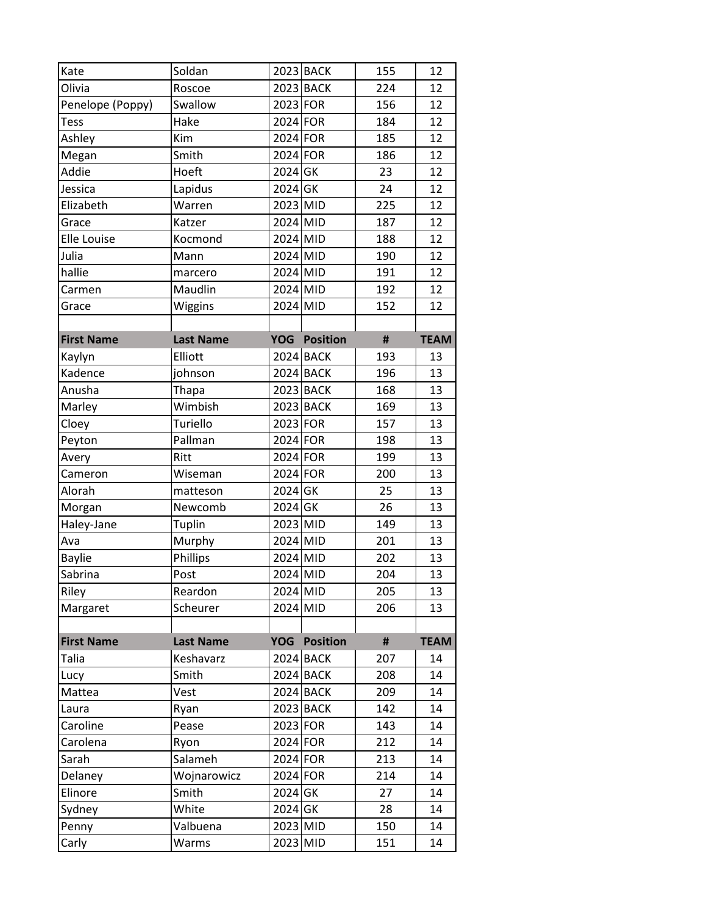| | | | | | |
|---|---|---|---|---|---|
| Kate | Soldan | 2023 | BACK | 155 | 12 |
| Olivia | Roscoe | 2023 | BACK | 224 | 12 |
| Penelope (Poppy) | Swallow | 2023 | FOR | 156 | 12 |
| Tess | Hake | 2024 | FOR | 184 | 12 |
| Ashley | Kim | 2024 | FOR | 185 | 12 |
| Megan | Smith | 2024 | FOR | 186 | 12 |
| Addie | Hoeft | 2024 | GK | 23 | 12 |
| Jessica | Lapidus | 2024 | GK | 24 | 12 |
| Elizabeth | Warren | 2023 | MID | 225 | 12 |
| Grace | Katzer | 2024 | MID | 187 | 12 |
| Elle Louise | Kocmond | 2024 | MID | 188 | 12 |
| Julia | Mann | 2024 | MID | 190 | 12 |
| hallie | marcero | 2024 | MID | 191 | 12 |
| Carmen | Maudlin | 2024 | MID | 192 | 12 |
| Grace | Wiggins | 2024 | MID | 152 | 12 |

| First Name | Last Name | YOG | Position | # | TEAM |
|---|---|---|---|---|---|
| Kaylyn | Elliott | 2024 | BACK | 193 | 13 |
| Kadence | johnson | 2024 | BACK | 196 | 13 |
| Anusha | Thapa | 2023 | BACK | 168 | 13 |
| Marley | Wimbish | 2023 | BACK | 169 | 13 |
| Cloey | Turiello | 2023 | FOR | 157 | 13 |
| Peyton | Pallman | 2024 | FOR | 198 | 13 |
| Avery | Ritt | 2024 | FOR | 199 | 13 |
| Cameron | Wiseman | 2024 | FOR | 200 | 13 |
| Alorah | matteson | 2024 | GK | 25 | 13 |
| Morgan | Newcomb | 2024 | GK | 26 | 13 |
| Haley-Jane | Tuplin | 2023 | MID | 149 | 13 |
| Ava | Murphy | 2024 | MID | 201 | 13 |
| Baylie | Phillips | 2024 | MID | 202 | 13 |
| Sabrina | Post | 2024 | MID | 204 | 13 |
| Riley | Reardon | 2024 | MID | 205 | 13 |
| Margaret | Scheurer | 2024 | MID | 206 | 13 |

| First Name | Last Name | YOG | Position | # | TEAM |
|---|---|---|---|---|---|
| Talia | Keshavarz | 2024 | BACK | 207 | 14 |
| Lucy | Smith | 2024 | BACK | 208 | 14 |
| Mattea | Vest | 2024 | BACK | 209 | 14 |
| Laura | Ryan | 2023 | BACK | 142 | 14 |
| Caroline | Pease | 2023 | FOR | 143 | 14 |
| Carolena | Ryon | 2024 | FOR | 212 | 14 |
| Sarah | Salameh | 2024 | FOR | 213 | 14 |
| Delaney | Wojnarowicz | 2024 | FOR | 214 | 14 |
| Elinore | Smith | 2024 | GK | 27 | 14 |
| Sydney | White | 2024 | GK | 28 | 14 |
| Penny | Valbuena | 2023 | MID | 150 | 14 |
| Carly | Warms | 2023 | MID | 151 | 14 |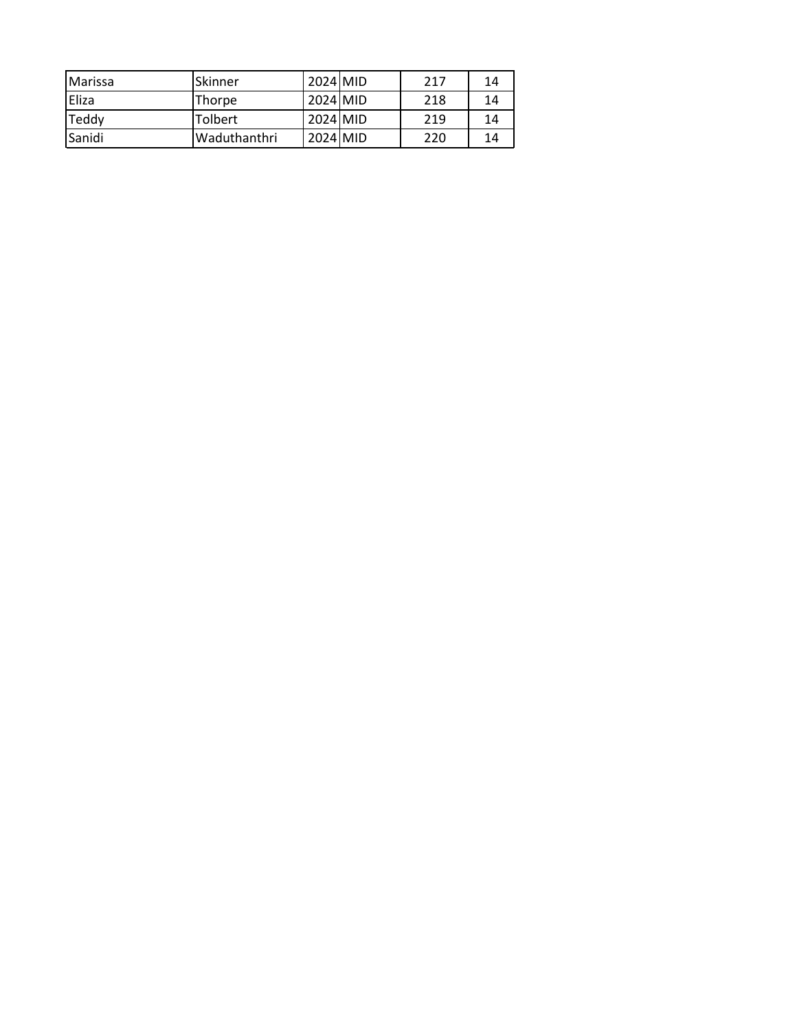| | | | | | |
|---|---|---|---|---|---|
| Marissa | Skinner | 2024 | MID | 217 | 14 |
| Eliza | Thorpe | 2024 | MID | 218 | 14 |
| Teddy | Tolbert | 2024 | MID | 219 | 14 |
| Sanidi | Waduthanthri | 2024 | MID | 220 | 14 |